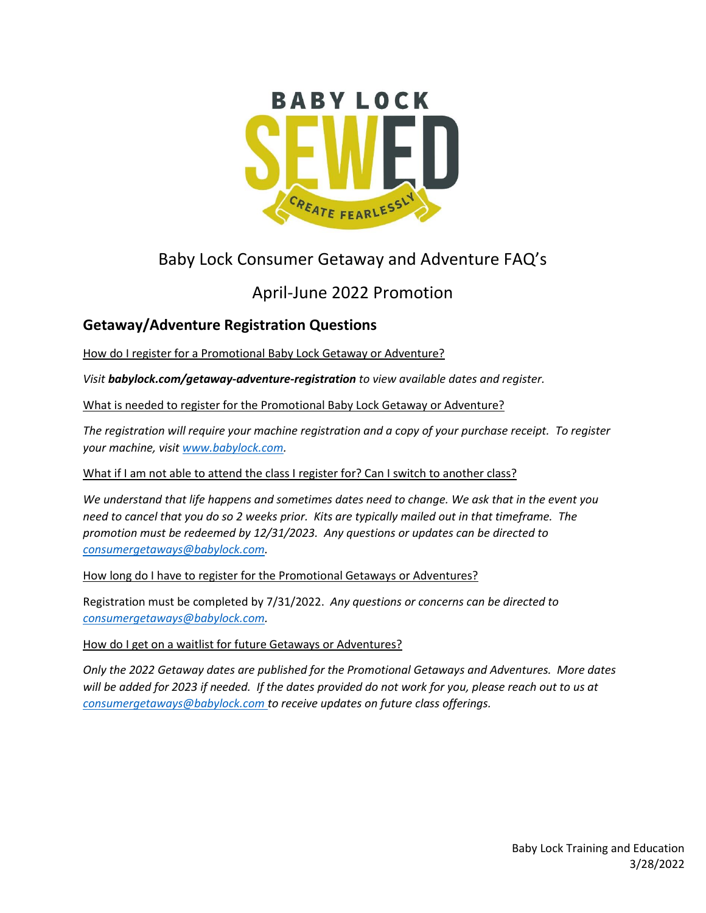BABY LOCK SEWED CREATE FEARLESSLY

# Baby Lock Consumer Getaway and Adventure FAQ's

## April-June 2022 Promotion

### Getaway/Adventure Registration Questions

How do I register for a Promotional Baby Lock Getaway or Adventure?

*Visit **babylock.com/getaway-adventure-registration** to view available dates and register.*

What is needed to register for the Promotional Baby Lock Getaway or Adventure?

*The registration will require your machine registration and a copy of your purchase receipt. To register your machine, visit [www.babylock.com](http://www.babylock.com).*

What if I am not able to attend the class I register for? Can I switch to another class?

*We understand that life happens and sometimes dates need to change. We ask that in the event you need to cancel that you do so 2 weeks prior. Kits are typically mailed out in that timeframe. The promotion must be redeemed by 12/31/2023. Any questions or updates can be directed to [consumergetaways@babylock.com](mailto:consumergetaways@babylock.com).*

How long do I have to register for the Promotional Getaways or Adventures?

Registration must be completed by 7/31/2022. *Any questions or concerns can be directed to [consumergetaways@babylock.com](mailto:consumergetaways@babylock.com).*

How do I get on a waitlist for future Getaways or Adventures?

*Only the 2022 Getaway dates are published for the Promotional Getaways and Adventures. More dates will be added for 2023 if needed. If the dates provided do not work for you, please reach out to us at [consumergetaways@babylock.com](mailto:consumergetaways@babylock.com) to receive updates on future class offerings.*

Baby Lock Training and Education
3/28/2022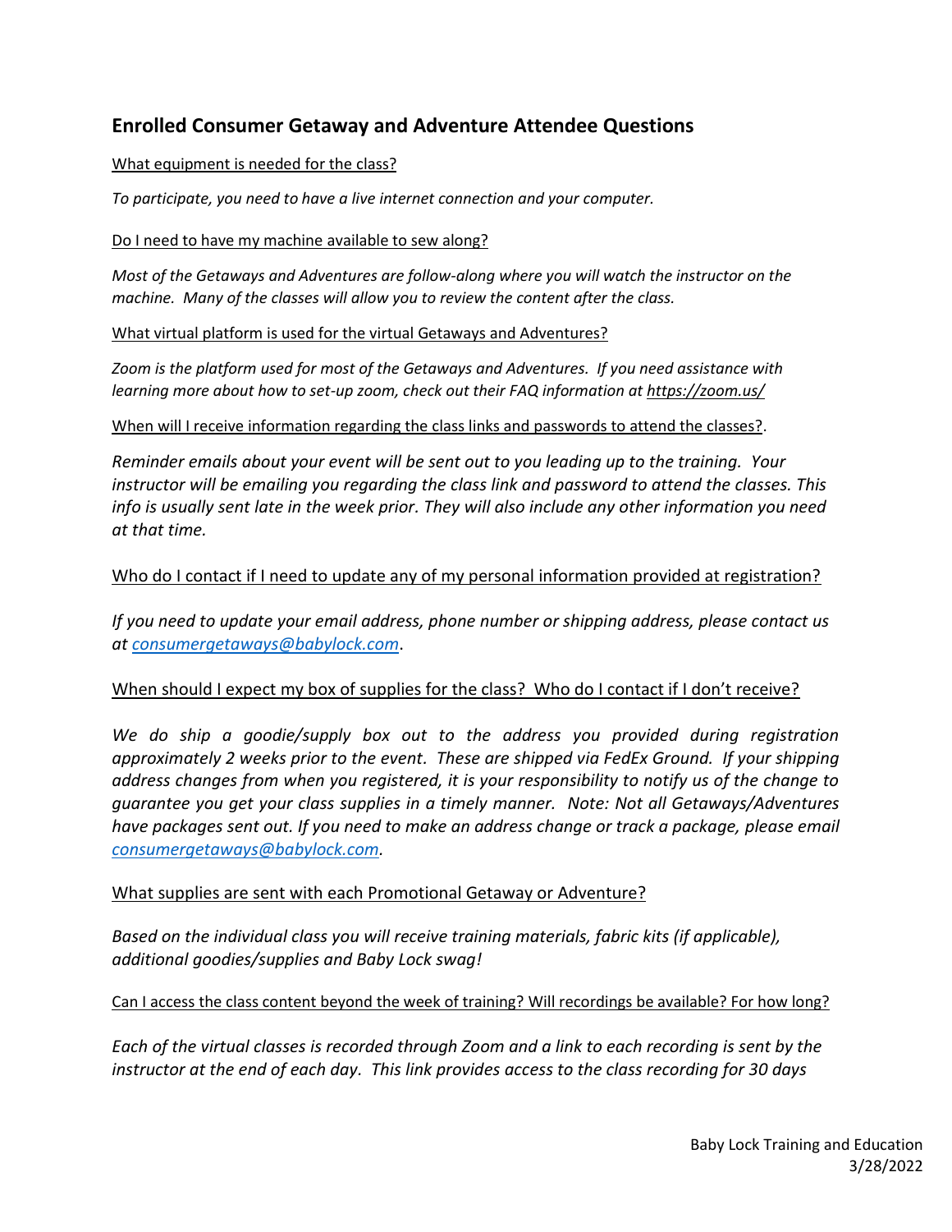## Enrolled Consumer Getaway and Adventure Attendee Questions

<u>What equipment is needed for the class?</u>

*To participate, you need to have a live internet connection and your computer.*

<u>Do I need to have my machine available to sew along?</u>

*Most of the Getaways and Adventures are follow-along where you will watch the instructor on the machine. Many of the classes will allow you to review the content after the class.*

<u>What virtual platform is used for the virtual Getaways and Adventures?</u>

*Zoom is the platform used for most of the Getaways and Adventures. If you need assistance with learning more about how to set-up zoom, check out their FAQ information at <u>https://zoom.us/</u>*

<u>When will I receive information regarding the class links and passwords to attend the classes?</u>.

*Reminder emails about your event will be sent out to you leading up to the training. Your instructor will be emailing you regarding the class link and password to attend the classes. This info is usually sent late in the week prior. They will also include any other information you need at that time.*

<u>Who do I contact if I need to update any of my personal information provided at registration?</u>

*If you need to update your email address, phone number or shipping address, please contact us at consumergetaways@babylock.com.*

<u>When should I expect my box of supplies for the class? Who do I contact if I don't receive?</u>

*We do ship a goodie/supply box out to the address you provided during registration approximately 2 weeks prior to the event. These are shipped via FedEx Ground. If your shipping address changes from when you registered, it is your responsibility to notify us of the change to guarantee you get your class supplies in a timely manner. Note: Not all Getaways/Adventures have packages sent out. If you need to make an address change or track a package, please email consumergetaways@babylock.com.*

<u>What supplies are sent with each Promotional Getaway or Adventure?</u>

*Based on the individual class you will receive training materials, fabric kits (if applicable), additional goodies/supplies and Baby Lock swag!*

<u>Can I access the class content beyond the week of training? Will recordings be available? For how long?</u>

*Each of the virtual classes is recorded through Zoom and a link to each recording is sent by the instructor at the end of each day. This link provides access to the class recording for 30 days*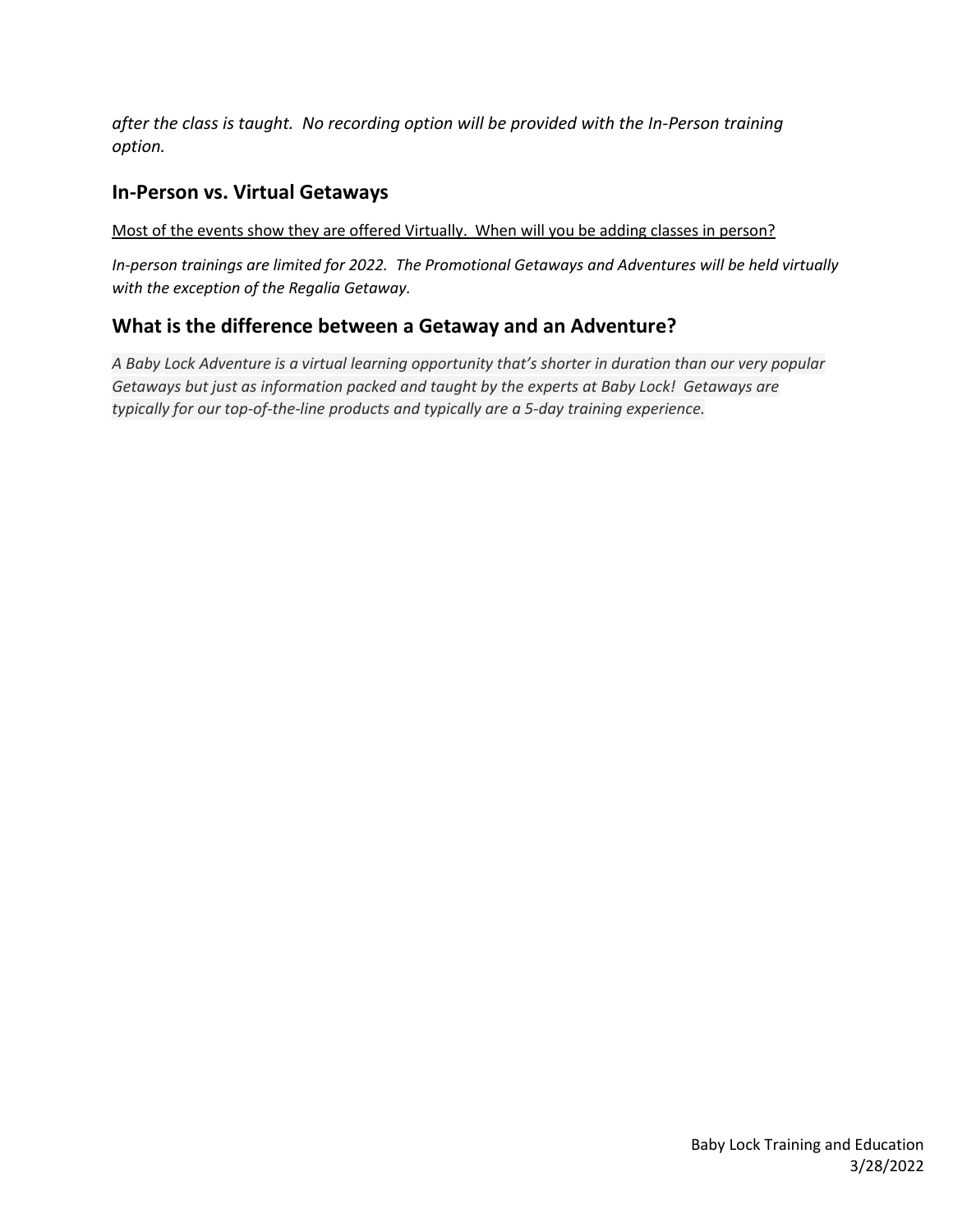*after the class is taught. No recording option will be provided with the In-Person training option.*

## In-Person vs. Virtual Getaways

<u>Most of the events show they are offered Virtually. When will you be adding classes in person?</u>

*In-person trainings are limited for 2022. The Promotional Getaways and Adventures will be held virtually with the exception of the Regalia Getaway.*

## What is the difference between a Getaway and an Adventure?

*A Baby Lock Adventure is a virtual learning opportunity that's shorter in duration than our very popular Getaways but just as information packed and taught by the experts at Baby Lock! Getaways are typically for our top-of-the-line products and typically are a 5-day training experience.*

Baby Lock Training and Education
3/28/2022